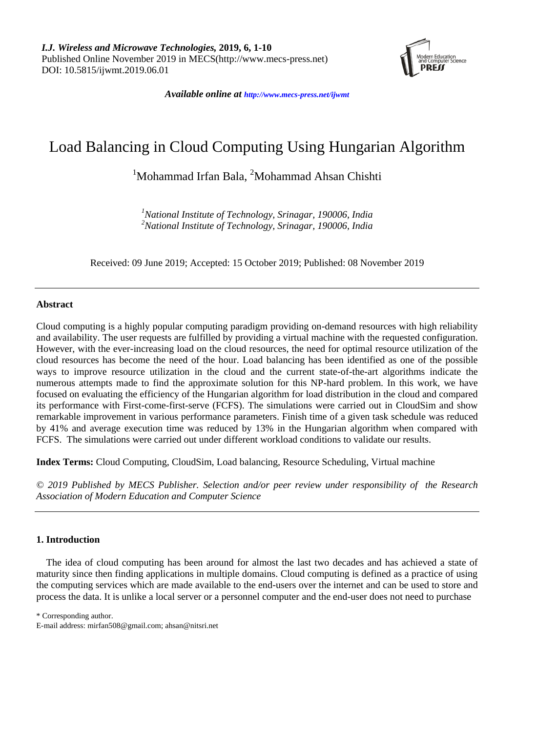*Available online at http://www.mecs-press.net/ijwmt*

# Load Balancing in Cloud Computing Using Hungarian Algorithm

[1]Mohammad Irfan Bala, [2]Mohammad Ahsan Chishti

*[1]National Institute of Technology, Srinagar, 190006, India*
*[2]National Institute of Technology, Srinagar, 190006, India*

Received: 09 June 2019; Accepted: 15 October 2019; Published: 08 November 2019

## Abstract

Cloud computing is a highly popular computing paradigm providing on-demand resources with high reliability and availability. The user requests are fulfilled by providing a virtual machine with the requested configuration. However, with the ever-increasing load on the cloud resources, the need for optimal resource utilization of the cloud resources has become the need of the hour. Load balancing has been identified as one of the possible ways to improve resource utilization in the cloud and the current state-of-the-art algorithms indicate the numerous attempts made to find the approximate solution for this NP-hard problem. In this work, we have focused on evaluating the efficiency of the Hungarian algorithm for load distribution in the cloud and compared its performance with First-come-first-serve (FCFS). The simulations were carried out in CloudSim and show remarkable improvement in various performance parameters. Finish time of a given task schedule was reduced by 41% and average execution time was reduced by 13% in the Hungarian algorithm when compared with FCFS. The simulations were carried out under different workload conditions to validate our results.

**Index Terms:** Cloud Computing, CloudSim, Load balancing, Resource Scheduling, Virtual machine

*© 2019 Published by MECS Publisher. Selection and/or peer review under responsibility of the Research Association of Modern Education and Computer Science*

## 1. Introduction

The idea of cloud computing has been around for almost the last two decades and has achieved a state of maturity since then finding applications in multiple domains. Cloud computing is defined as a practice of using the computing services which are made available to the end-users over the internet and can be used to store and process the data. It is unlike a local server or a personnel computer and the end-user does not need to purchase

\* Corresponding author.
E-mail address: mirfan508@gmail.com; ahsan@nitsri.net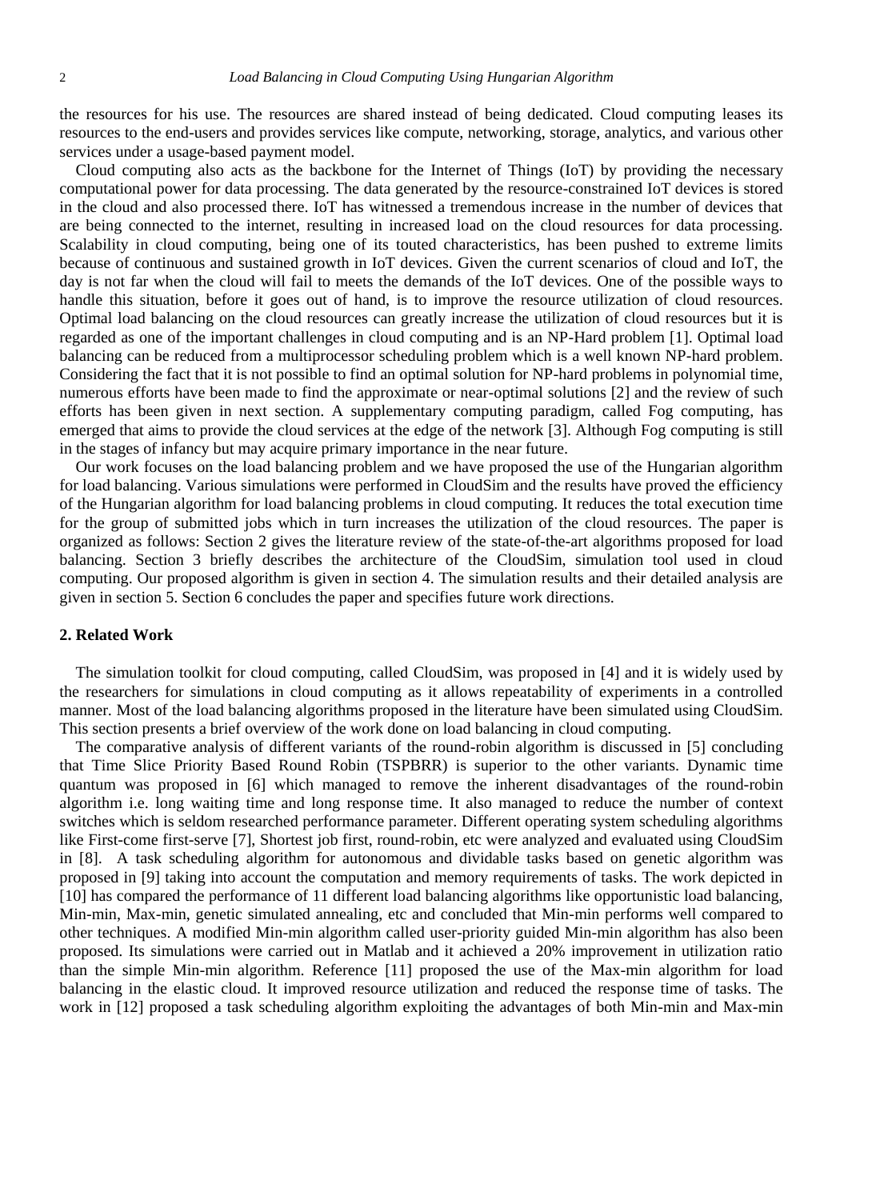the resources for his use. The resources are shared instead of being dedicated. Cloud computing leases its resources to the end-users and provides services like compute, networking, storage, analytics, and various other services under a usage-based payment model.

Cloud computing also acts as the backbone for the Internet of Things (IoT) by providing the necessary computational power for data processing. The data generated by the resource-constrained IoT devices is stored in the cloud and also processed there. IoT has witnessed a tremendous increase in the number of devices that are being connected to the internet, resulting in increased load on the cloud resources for data processing. Scalability in cloud computing, being one of its touted characteristics, has been pushed to extreme limits because of continuous and sustained growth in IoT devices. Given the current scenarios of cloud and IoT, the day is not far when the cloud will fail to meets the demands of the IoT devices. One of the possible ways to handle this situation, before it goes out of hand, is to improve the resource utilization of cloud resources. Optimal load balancing on the cloud resources can greatly increase the utilization of cloud resources but it is regarded as one of the important challenges in cloud computing and is an NP-Hard problem [1]. Optimal load balancing can be reduced from a multiprocessor scheduling problem which is a well known NP-hard problem. Considering the fact that it is not possible to find an optimal solution for NP-hard problems in polynomial time, numerous efforts have been made to find the approximate or near-optimal solutions [2] and the review of such efforts has been given in next section. A supplementary computing paradigm, called Fog computing, has emerged that aims to provide the cloud services at the edge of the network [3]. Although Fog computing is still in the stages of infancy but may acquire primary importance in the near future.

Our work focuses on the load balancing problem and we have proposed the use of the Hungarian algorithm for load balancing. Various simulations were performed in CloudSim and the results have proved the efficiency of the Hungarian algorithm for load balancing problems in cloud computing. It reduces the total execution time for the group of submitted jobs which in turn increases the utilization of the cloud resources. The paper is organized as follows: Section 2 gives the literature review of the state-of-the-art algorithms proposed for load balancing. Section 3 briefly describes the architecture of the CloudSim, simulation tool used in cloud computing. Our proposed algorithm is given in section 4. The simulation results and their detailed analysis are given in section 5. Section 6 concludes the paper and specifies future work directions.

## 2. Related Work

The simulation toolkit for cloud computing, called CloudSim, was proposed in [4] and it is widely used by the researchers for simulations in cloud computing as it allows repeatability of experiments in a controlled manner. Most of the load balancing algorithms proposed in the literature have been simulated using CloudSim. This section presents a brief overview of the work done on load balancing in cloud computing.

The comparative analysis of different variants of the round-robin algorithm is discussed in [5] concluding that Time Slice Priority Based Round Robin (TSPBRR) is superior to the other variants. Dynamic time quantum was proposed in [6] which managed to remove the inherent disadvantages of the round-robin algorithm i.e. long waiting time and long response time. It also managed to reduce the number of context switches which is seldom researched performance parameter. Different operating system scheduling algorithms like First-come first-serve [7], Shortest job first, round-robin, etc were analyzed and evaluated using CloudSim in [8]. A task scheduling algorithm for autonomous and dividable tasks based on genetic algorithm was proposed in [9] taking into account the computation and memory requirements of tasks. The work depicted in [10] has compared the performance of 11 different load balancing algorithms like opportunistic load balancing, Min-min, Max-min, genetic simulated annealing, etc and concluded that Min-min performs well compared to other techniques. A modified Min-min algorithm called user-priority guided Min-min algorithm has also been proposed. Its simulations were carried out in Matlab and it achieved a 20% improvement in utilization ratio than the simple Min-min algorithm. Reference [11] proposed the use of the Max-min algorithm for load balancing in the elastic cloud. It improved resource utilization and reduced the response time of tasks. The work in [12] proposed a task scheduling algorithm exploiting the advantages of both Min-min and Max-min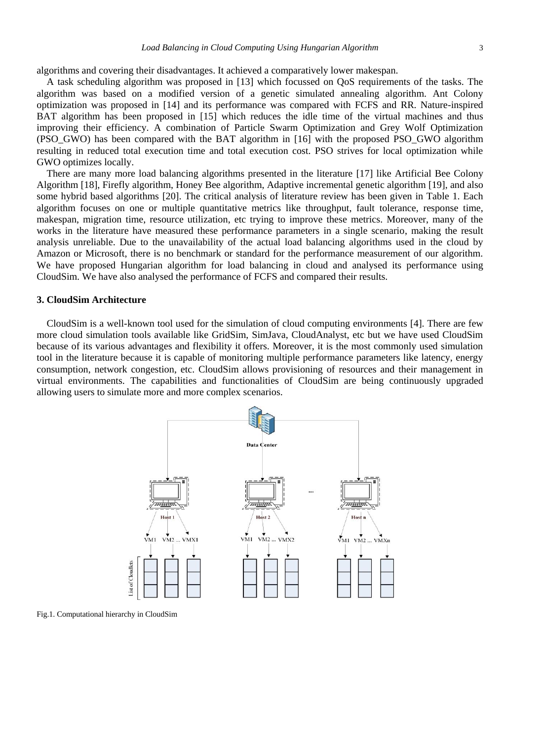algorithms and covering their disadvantages. It achieved a comparatively lower makespan.

A task scheduling algorithm was proposed in [13] which focussed on QoS requirements of the tasks. The algorithm was based on a modified version of a genetic simulated annealing algorithm. Ant Colony optimization was proposed in [14] and its performance was compared with FCFS and RR. Nature-inspired BAT algorithm has been proposed in [15] which reduces the idle time of the virtual machines and thus improving their efficiency. A combination of Particle Swarm Optimization and Grey Wolf Optimization (PSO_GWO) has been compared with the BAT algorithm in [16] with the proposed PSO_GWO algorithm resulting in reduced total execution time and total execution cost. PSO strives for local optimization while GWO optimizes locally.

There are many more load balancing algorithms presented in the literature [17] like Artificial Bee Colony Algorithm [18], Firefly algorithm, Honey Bee algorithm, Adaptive incremental genetic algorithm [19], and also some hybrid based algorithms [20]. The critical analysis of literature review has been given in Table 1. Each algorithm focuses on one or multiple quantitative metrics like throughput, fault tolerance, response time, makespan, migration time, resource utilization, etc trying to improve these metrics. Moreover, many of the works in the literature have measured these performance parameters in a single scenario, making the result analysis unreliable. Due to the unavailability of the actual load balancing algorithms used in the cloud by Amazon or Microsoft, there is no benchmark or standard for the performance measurement of our algorithm. We have proposed Hungarian algorithm for load balancing in cloud and analysed its performance using CloudSim. We have also analysed the performance of FCFS and compared their results.

## 3. CloudSim Architecture

CloudSim is a well-known tool used for the simulation of cloud computing environments [4]. There are few more cloud simulation tools available like GridSim, SimJava, CloudAnalyst, etc but we have used CloudSim because of its various advantages and flexibility it offers. Moreover, it is the most commonly used simulation tool in the literature because it is capable of monitoring multiple performance parameters like latency, energy consumption, network congestion, etc. CloudSim allows provisioning of resources and their management in virtual environments. The capabilities and functionalities of CloudSim are being continuously upgraded allowing users to simulate more and more complex scenarios.

Fig.1. Computational hierarchy in CloudSim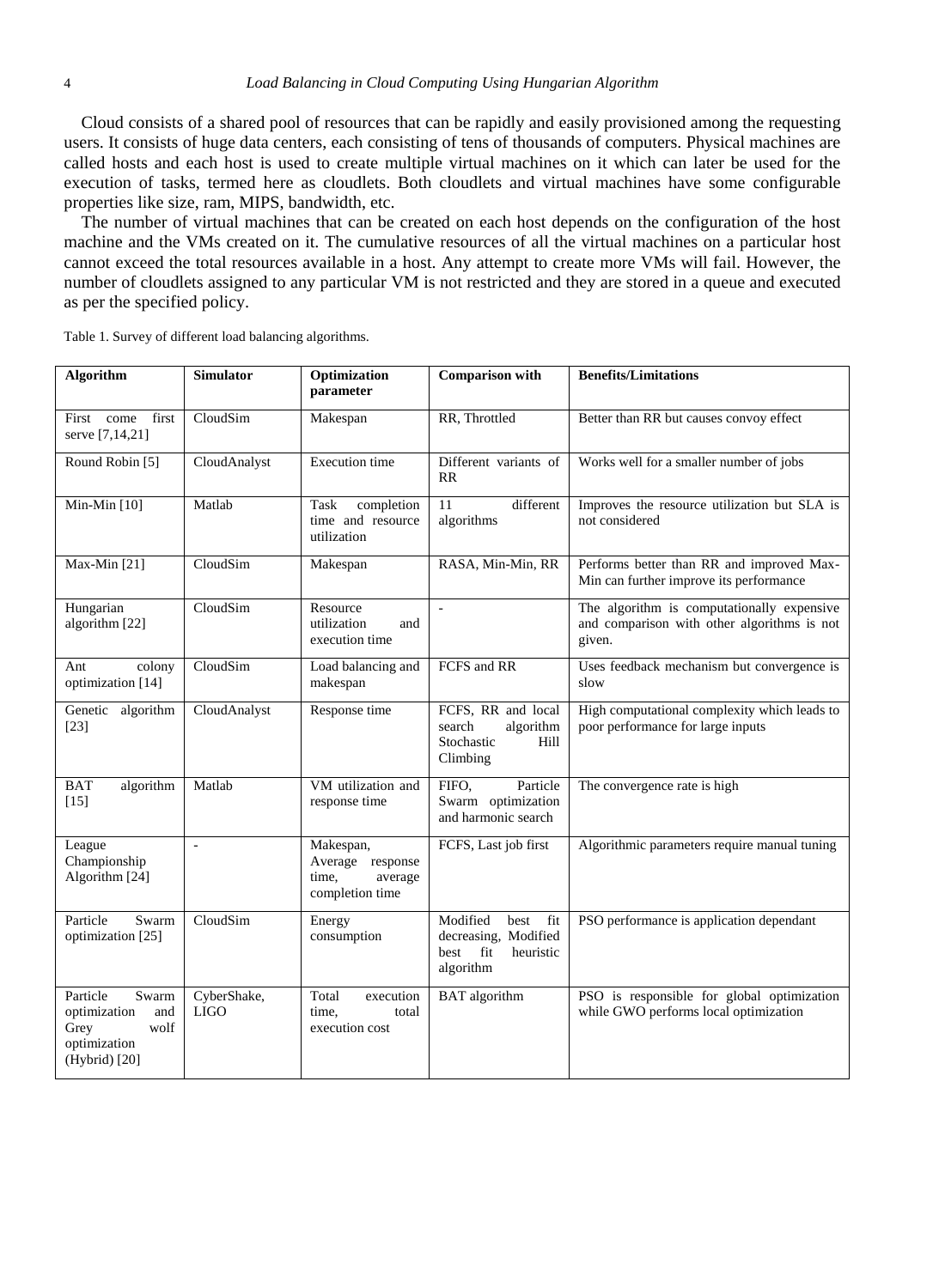Cloud consists of a shared pool of resources that can be rapidly and easily provisioned among the requesting users. It consists of huge data centers, each consisting of tens of thousands of computers. Physical machines are called hosts and each host is used to create multiple virtual machines on it which can later be used for the execution of tasks, termed here as cloudlets. Both cloudlets and virtual machines have some configurable properties like size, ram, MIPS, bandwidth, etc.

The number of virtual machines that can be created on each host depends on the configuration of the host machine and the VMs created on it. The cumulative resources of all the virtual machines on a particular host cannot exceed the total resources available in a host. Any attempt to create more VMs will fail. However, the number of cloudlets assigned to any particular VM is not restricted and they are stored in a queue and executed as per the specified policy.

Table 1. Survey of different load balancing algorithms.

| **Algorithm** | **Simulator** | **Optimization parameter** | **Comparison with** | **Benefits/Limitations** |
|---|---|---|---|---|
| First come first serve [7,14,21] | CloudSim | Makespan | RR, Throttled | Better than RR but causes convoy effect |
| Round Robin [5] | CloudAnalyst | Execution time | Different variants of RR | Works well for a smaller number of jobs |
| Min-Min [10] | Matlab | Task completion time and resource utilization | 11 different algorithms | Improves the resource utilization but SLA is not considered |
| Max-Min [21] | CloudSim | Makespan | RASA, Min-Min, RR | Performs better than RR and improved Max-Min can further improve its performance |
| Hungarian algorithm [22] | CloudSim | Resource utilization and execution time | - | The algorithm is computationally expensive and comparison with other algorithms is not given. |
| Ant colony optimization [14] | CloudSim | Load balancing and makespan | FCFS and RR | Uses feedback mechanism but convergence is slow |
| Genetic algorithm [23] | CloudAnalyst | Response time | FCFS, RR and local search algorithm Stochastic Hill Climbing | High computational complexity which leads to poor performance for large inputs |
| BAT algorithm [15] | Matlab | VM utilization and response time | FIFO, Particle Swarm optimization and harmonic search | The convergence rate is high |
| League Championship Algorithm [24] | - | Makespan, Average response time, average completion time | FCFS, Last job first | Algorithmic parameters require manual tuning |
| Particle Swarm optimization [25] | CloudSim | Energy consumption | Modified best fit decreasing, Modified best fit heuristic algorithm | PSO performance is application dependant |
| Particle Swarm optimization and Grey wolf optimization (Hybrid) [20] | CyberShake, LIGO | Total execution time, total execution cost | BAT algorithm | PSO is responsible for global optimization while GWO performs local optimization |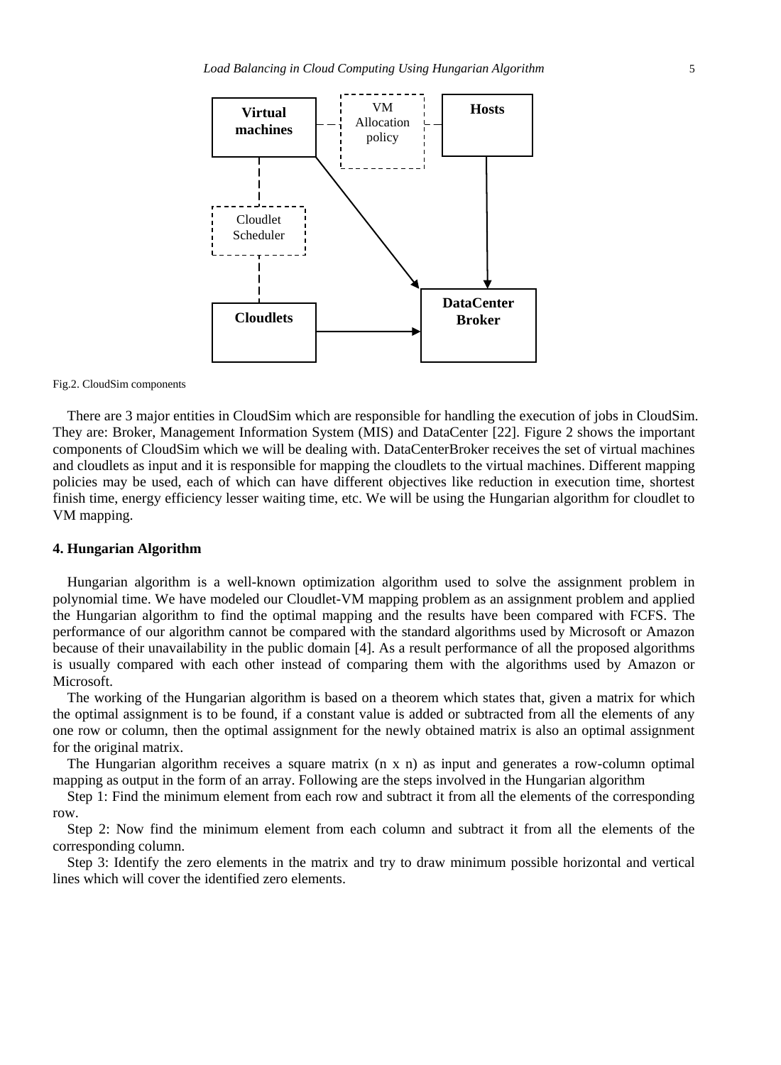Fig.2. CloudSim components

There are 3 major entities in CloudSim which are responsible for handling the execution of jobs in CloudSim. They are: Broker, Management Information System (MIS) and DataCenter [22]. Figure 2 shows the important components of CloudSim which we will be dealing with. DataCenterBroker receives the set of virtual machines and cloudlets as input and it is responsible for mapping the cloudlets to the virtual machines. Different mapping policies may be used, each of which can have different objectives like reduction in execution time, shortest finish time, energy efficiency lesser waiting time, etc. We will be using the Hungarian algorithm for cloudlet to VM mapping.

### 4. Hungarian Algorithm

Hungarian algorithm is a well-known optimization algorithm used to solve the assignment problem in polynomial time. We have modeled our Cloudlet-VM mapping problem as an assignment problem and applied the Hungarian algorithm to find the optimal mapping and the results have been compared with FCFS. The performance of our algorithm cannot be compared with the standard algorithms used by Microsoft or Amazon because of their unavailability in the public domain [4]. As a result performance of all the proposed algorithms is usually compared with each other instead of comparing them with the algorithms used by Amazon or Microsoft.

The working of the Hungarian algorithm is based on a theorem which states that, given a matrix for which the optimal assignment is to be found, if a constant value is added or subtracted from all the elements of any one row or column, then the optimal assignment for the newly obtained matrix is also an optimal assignment for the original matrix.

The Hungarian algorithm receives a square matrix (n x n) as input and generates a row-column optimal mapping as output in the form of an array. Following are the steps involved in the Hungarian algorithm

Step 1: Find the minimum element from each row and subtract it from all the elements of the corresponding row.

Step 2: Now find the minimum element from each column and subtract it from all the elements of the corresponding column.

Step 3: Identify the zero elements in the matrix and try to draw minimum possible horizontal and vertical lines which will cover the identified zero elements.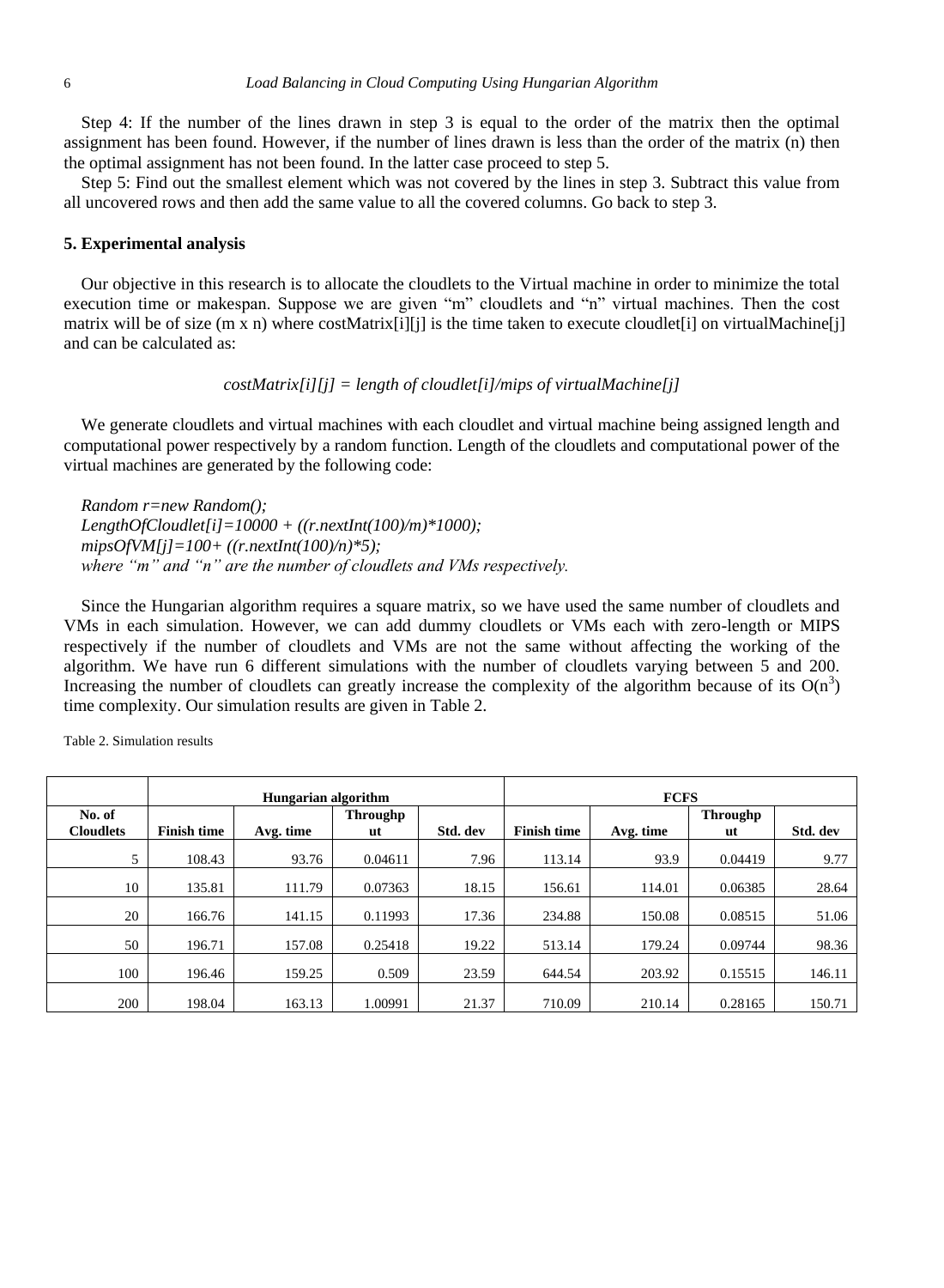Step 4: If the number of the lines drawn in step 3 is equal to the order of the matrix then the optimal assignment has been found. However, if the number of lines drawn is less than the order of the matrix (n) then the optimal assignment has not been found. In the latter case proceed to step 5.

Step 5: Find out the smallest element which was not covered by the lines in step 3. Subtract this value from all uncovered rows and then add the same value to all the covered columns. Go back to step 3.

## 5. Experimental analysis

Our objective in this research is to allocate the cloudlets to the Virtual machine in order to minimize the total execution time or makespan. Suppose we are given "m" cloudlets and "n" virtual machines. Then the cost matrix will be of size (m x n) where costMatrix[i][j] is the time taken to execute cloudlet[i] on virtualMachine[j] and can be calculated as:

*costMatrix[i][j] = length of cloudlet[i]/mips of virtualMachine[j]*

We generate cloudlets and virtual machines with each cloudlet and virtual machine being assigned length and computational power respectively by a random function. Length of the cloudlets and computational power of the virtual machines are generated by the following code:

```
Random r=new Random();
LengthOfCloudlet[i]=10000 + ((r.nextInt(100)/m)*1000);
mipsOfVM[j]=100+ ((r.nextInt(100)/n)*5);
```

*where "m" and "n" are the number of cloudlets and VMs respectively.*

Since the Hungarian algorithm requires a square matrix, so we have used the same number of cloudlets and VMs in each simulation. However, we can add dummy cloudlets or VMs each with zero-length or MIPS respectively if the number of cloudlets and VMs are not the same without affecting the working of the algorithm. We have run 6 different simulations with the number of cloudlets varying between 5 and 200. Increasing the number of cloudlets can greatly increase the complexity of the algorithm because of its $O(n^3)$ time complexity. Our simulation results are given in Table 2.

Table 2. Simulation results

| | Hungarian algorithm | | | | FCFS | | | |
|---|---|---|---|---|---|---|---|---|
| No. of Cloudlets | Finish time | Avg. time | Throughput | Std. dev | Finish time | Avg. time | Throughput | Std. dev |
| 5 | 108.43 | 93.76 | 0.04611 | 7.96 | 113.14 | 93.9 | 0.04419 | 9.77 |
| 10 | 135.81 | 111.79 | 0.07363 | 18.15 | 156.61 | 114.01 | 0.06385 | 28.64 |
| 20 | 166.76 | 141.15 | 0.11993 | 17.36 | 234.88 | 150.08 | 0.08515 | 51.06 |
| 50 | 196.71 | 157.08 | 0.25418 | 19.22 | 513.14 | 179.24 | 0.09744 | 98.36 |
| 100 | 196.46 | 159.25 | 0.509 | 23.59 | 644.54 | 203.92 | 0.15515 | 146.11 |
| 200 | 198.04 | 163.13 | 1.00991 | 21.37 | 710.09 | 210.14 | 0.28165 | 150.71 |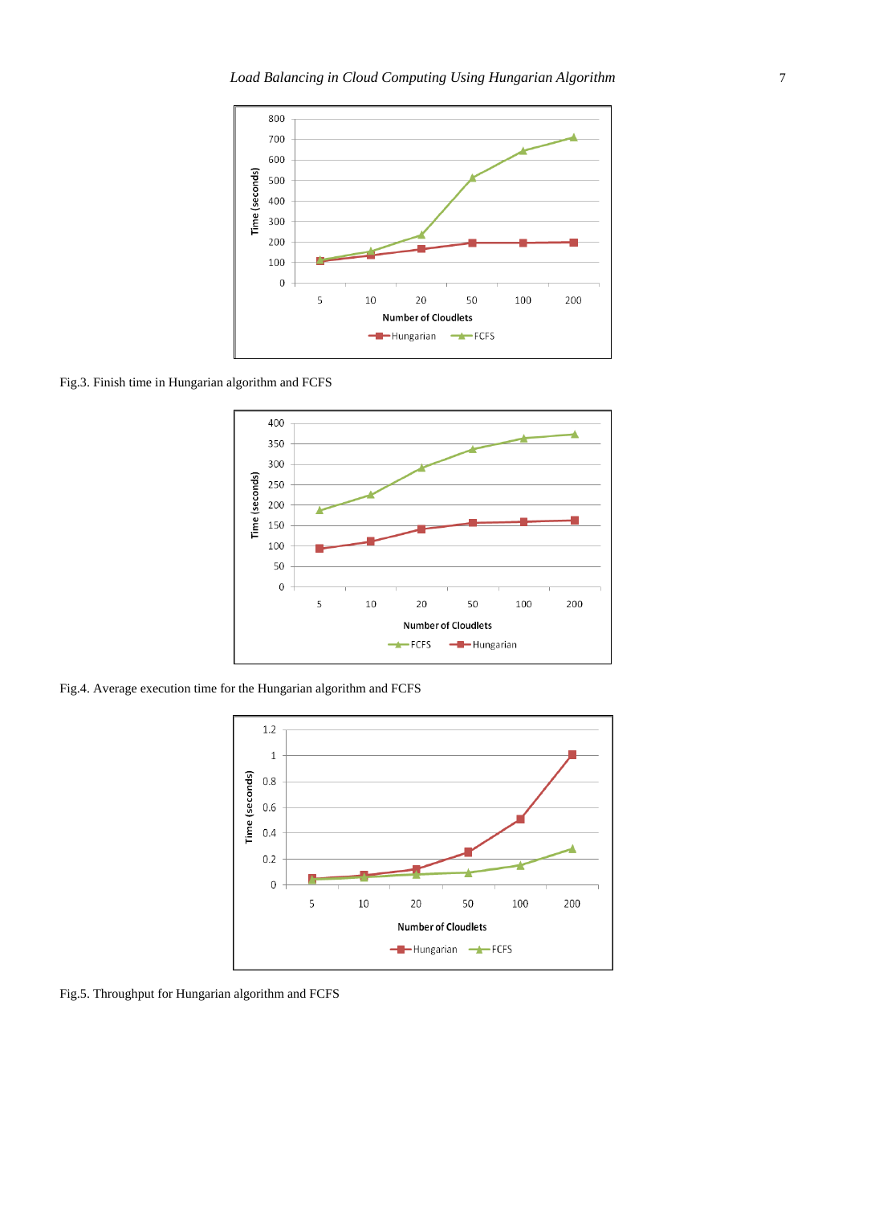Fig.3. Finish time in Hungarian algorithm and FCFS

Fig.4. Average execution time for the Hungarian algorithm and FCFS

Fig.5. Throughput for Hungarian algorithm and FCFS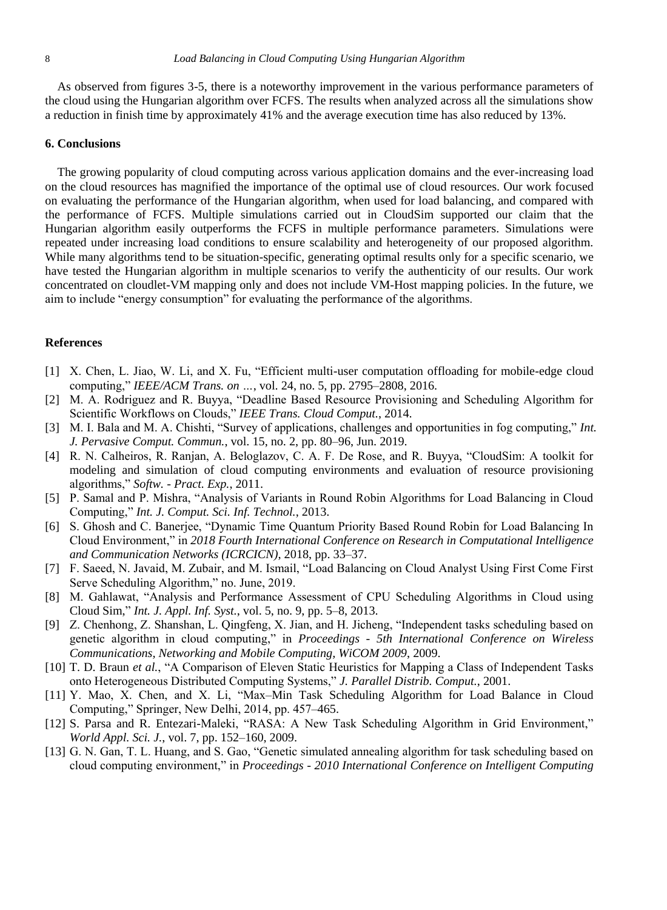As observed from figures 3-5, there is a noteworthy improvement in the various performance parameters of the cloud using the Hungarian algorithm over FCFS. The results when analyzed across all the simulations show a reduction in finish time by approximately 41% and the average execution time has also reduced by 13%.

## 6. Conclusions

The growing popularity of cloud computing across various application domains and the ever-increasing load on the cloud resources has magnified the importance of the optimal use of cloud resources. Our work focused on evaluating the performance of the Hungarian algorithm, when used for load balancing, and compared with the performance of FCFS. Multiple simulations carried out in CloudSim supported our claim that the Hungarian algorithm easily outperforms the FCFS in multiple performance parameters. Simulations were repeated under increasing load conditions to ensure scalability and heterogeneity of our proposed algorithm. While many algorithms tend to be situation-specific, generating optimal results only for a specific scenario, we have tested the Hungarian algorithm in multiple scenarios to verify the authenticity of our results. Our work concentrated on cloudlet-VM mapping only and does not include VM-Host mapping policies. In the future, we aim to include "energy consumption" for evaluating the performance of the algorithms.

## References

[1] X. Chen, L. Jiao, W. Li, and X. Fu, "Efficient multi-user computation offloading for mobile-edge cloud computing," *IEEE/ACM Trans. on …*, vol. 24, no. 5, pp. 2795–2808, 2016.

[2] M. A. Rodriguez and R. Buyya, "Deadline Based Resource Provisioning and Scheduling Algorithm for Scientific Workflows on Clouds," *IEEE Trans. Cloud Comput.*, 2014.

[3] M. I. Bala and M. A. Chishti, "Survey of applications, challenges and opportunities in fog computing," *Int. J. Pervasive Comput. Commun.*, vol. 15, no. 2, pp. 80–96, Jun. 2019.

[4] R. N. Calheiros, R. Ranjan, A. Beloglazov, C. A. F. De Rose, and R. Buyya, "CloudSim: A toolkit for modeling and simulation of cloud computing environments and evaluation of resource provisioning algorithms," *Softw. - Pract. Exp.*, 2011.

[5] P. Samal and P. Mishra, "Analysis of Variants in Round Robin Algorithms for Load Balancing in Cloud Computing," *Int. J. Comput. Sci. Inf. Technol.*, 2013.

[6] S. Ghosh and C. Banerjee, "Dynamic Time Quantum Priority Based Round Robin for Load Balancing In Cloud Environment," in *2018 Fourth International Conference on Research in Computational Intelligence and Communication Networks (ICRCICN)*, 2018, pp. 33–37.

[7] F. Saeed, N. Javaid, M. Zubair, and M. Ismail, "Load Balancing on Cloud Analyst Using First Come First Serve Scheduling Algorithm," no. June, 2019.

[8] M. Gahlawat, "Analysis and Performance Assessment of CPU Scheduling Algorithms in Cloud using Cloud Sim," *Int. J. Appl. Inf. Syst.*, vol. 5, no. 9, pp. 5–8, 2013.

[9] Z. Chenhong, Z. Shanshan, L. Qingfeng, X. Jian, and H. Jicheng, "Independent tasks scheduling based on genetic algorithm in cloud computing," in *Proceedings - 5th International Conference on Wireless Communications, Networking and Mobile Computing, WiCOM 2009*, 2009.

[10] T. D. Braun *et al.*, "A Comparison of Eleven Static Heuristics for Mapping a Class of Independent Tasks onto Heterogeneous Distributed Computing Systems," *J. Parallel Distrib. Comput.*, 2001.

[11] Y. Mao, X. Chen, and X. Li, "Max–Min Task Scheduling Algorithm for Load Balance in Cloud Computing," Springer, New Delhi, 2014, pp. 457–465.

[12] S. Parsa and R. Entezari-Maleki, "RASA: A New Task Scheduling Algorithm in Grid Environment," *World Appl. Sci. J.*, vol. 7, pp. 152–160, 2009.

[13] G. N. Gan, T. L. Huang, and S. Gao, "Genetic simulated annealing algorithm for task scheduling based on cloud computing environment," in *Proceedings - 2010 International Conference on Intelligent Computing*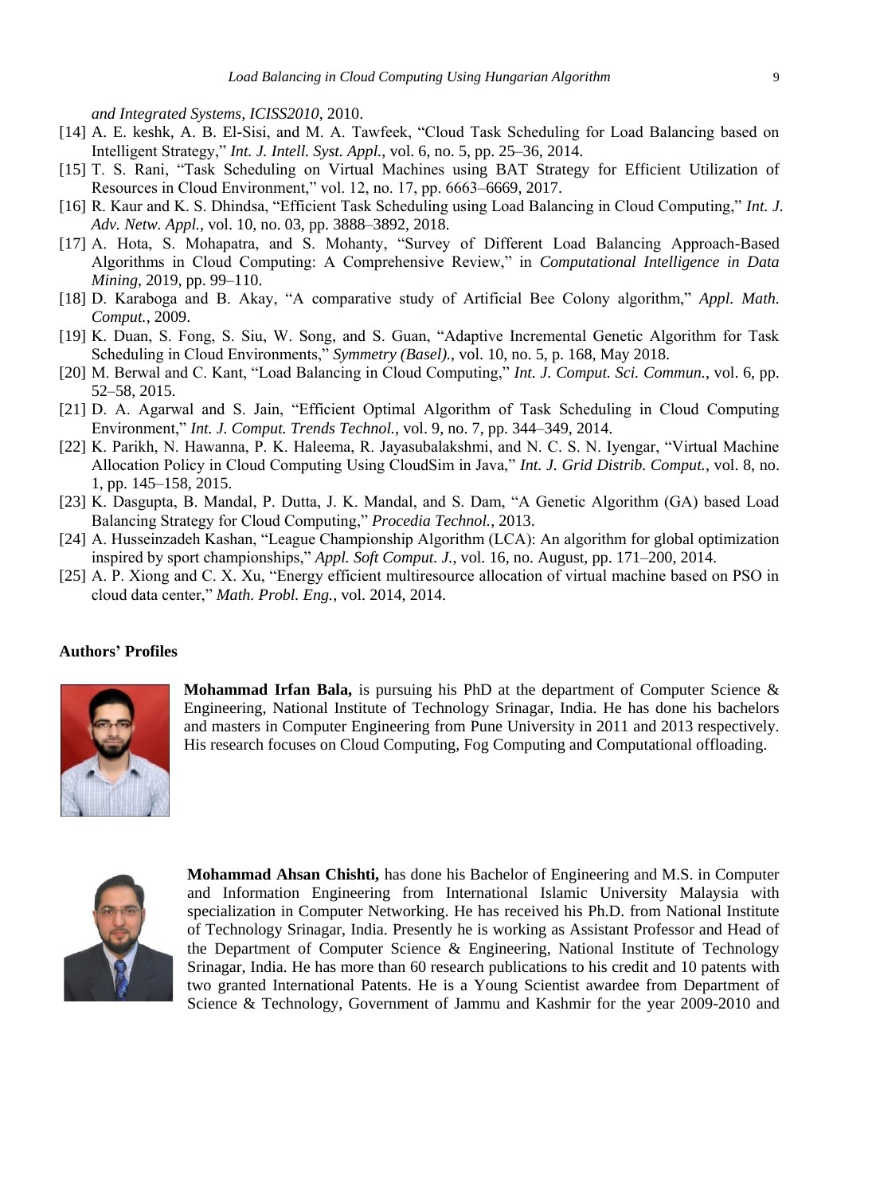*and Integrated Systems, ICISS2010*, 2010.

[14] A. E. keshk, A. B. El-Sisi, and M. A. Tawfeek, "Cloud Task Scheduling for Load Balancing based on Intelligent Strategy," *Int. J. Intell. Syst. Appl.*, vol. 6, no. 5, pp. 25–36, 2014.

[15] T. S. Rani, "Task Scheduling on Virtual Machines using BAT Strategy for Efficient Utilization of Resources in Cloud Environment," vol. 12, no. 17, pp. 6663–6669, 2017.

[16] R. Kaur and K. S. Dhindsa, "Efficient Task Scheduling using Load Balancing in Cloud Computing," *Int. J. Adv. Netw. Appl.*, vol. 10, no. 03, pp. 3888–3892, 2018.

[17] A. Hota, S. Mohapatra, and S. Mohanty, "Survey of Different Load Balancing Approach-Based Algorithms in Cloud Computing: A Comprehensive Review," in *Computational Intelligence in Data Mining*, 2019, pp. 99–110.

[18] D. Karaboga and B. Akay, "A comparative study of Artificial Bee Colony algorithm," *Appl. Math. Comput.*, 2009.

[19] K. Duan, S. Fong, S. Siu, W. Song, and S. Guan, "Adaptive Incremental Genetic Algorithm for Task Scheduling in Cloud Environments," *Symmetry (Basel).*, vol. 10, no. 5, p. 168, May 2018.

[20] M. Berwal and C. Kant, "Load Balancing in Cloud Computing," *Int. J. Comput. Sci. Commun.*, vol. 6, pp. 52–58, 2015.

[21] D. A. Agarwal and S. Jain, "Efficient Optimal Algorithm of Task Scheduling in Cloud Computing Environment," *Int. J. Comput. Trends Technol.*, vol. 9, no. 7, pp. 344–349, 2014.

[22] K. Parikh, N. Hawanna, P. K. Haleema, R. Jayasubalakshmi, and N. C. S. N. Iyengar, "Virtual Machine Allocation Policy in Cloud Computing Using CloudSim in Java," *Int. J. Grid Distrib. Comput.*, vol. 8, no. 1, pp. 145–158, 2015.

[23] K. Dasgupta, B. Mandal, P. Dutta, J. K. Mandal, and S. Dam, "A Genetic Algorithm (GA) based Load Balancing Strategy for Cloud Computing," *Procedia Technol.*, 2013.

[24] A. Husseinzadeh Kashan, "League Championship Algorithm (LCA): An algorithm for global optimization inspired by sport championships," *Appl. Soft Comput. J.*, vol. 16, no. August, pp. 171–200, 2014.

[25] A. P. Xiong and C. X. Xu, "Energy efficient multiresource allocation of virtual machine based on PSO in cloud data center," *Math. Probl. Eng.*, vol. 2014, 2014.

**Authors' Profiles**

**Mohammad Irfan Bala,** is pursuing his PhD at the department of Computer Science & Engineering, National Institute of Technology Srinagar, India. He has done his bachelors and masters in Computer Engineering from Pune University in 2011 and 2013 respectively. His research focuses on Cloud Computing, Fog Computing and Computational offloading.

**Mohammad Ahsan Chishti,** has done his Bachelor of Engineering and M.S. in Computer and Information Engineering from International Islamic University Malaysia with specialization in Computer Networking. He has received his Ph.D. from National Institute of Technology Srinagar, India. Presently he is working as Assistant Professor and Head of the Department of Computer Science & Engineering, National Institute of Technology Srinagar, India. He has more than 60 research publications to his credit and 10 patents with two granted International Patents. He is a Young Scientist awardee from Department of Science & Technology, Government of Jammu and Kashmir for the year 2009-2010 and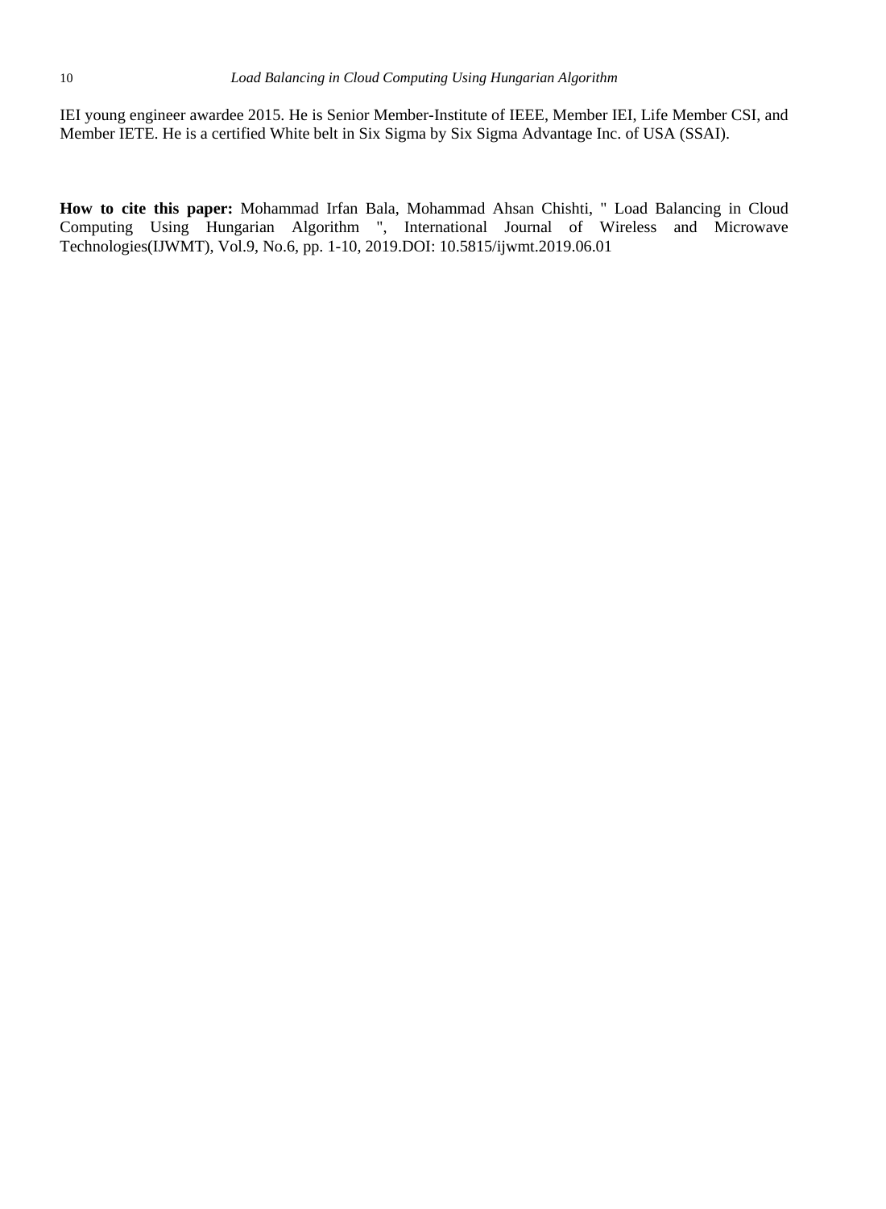IEI young engineer awardee 2015. He is Senior Member-Institute of IEEE, Member IEI, Life Member CSI, and Member IETE. He is a certified White belt in Six Sigma by Six Sigma Advantage Inc. of USA (SSAI).

**How to cite this paper:** Mohammad Irfan Bala, Mohammad Ahsan Chishti, " Load Balancing in Cloud Computing Using Hungarian Algorithm ", International Journal of Wireless and Microwave Technologies(IJWMT), Vol.9, No.6, pp. 1-10, 2019.DOI: 10.5815/ijwmt.2019.06.01